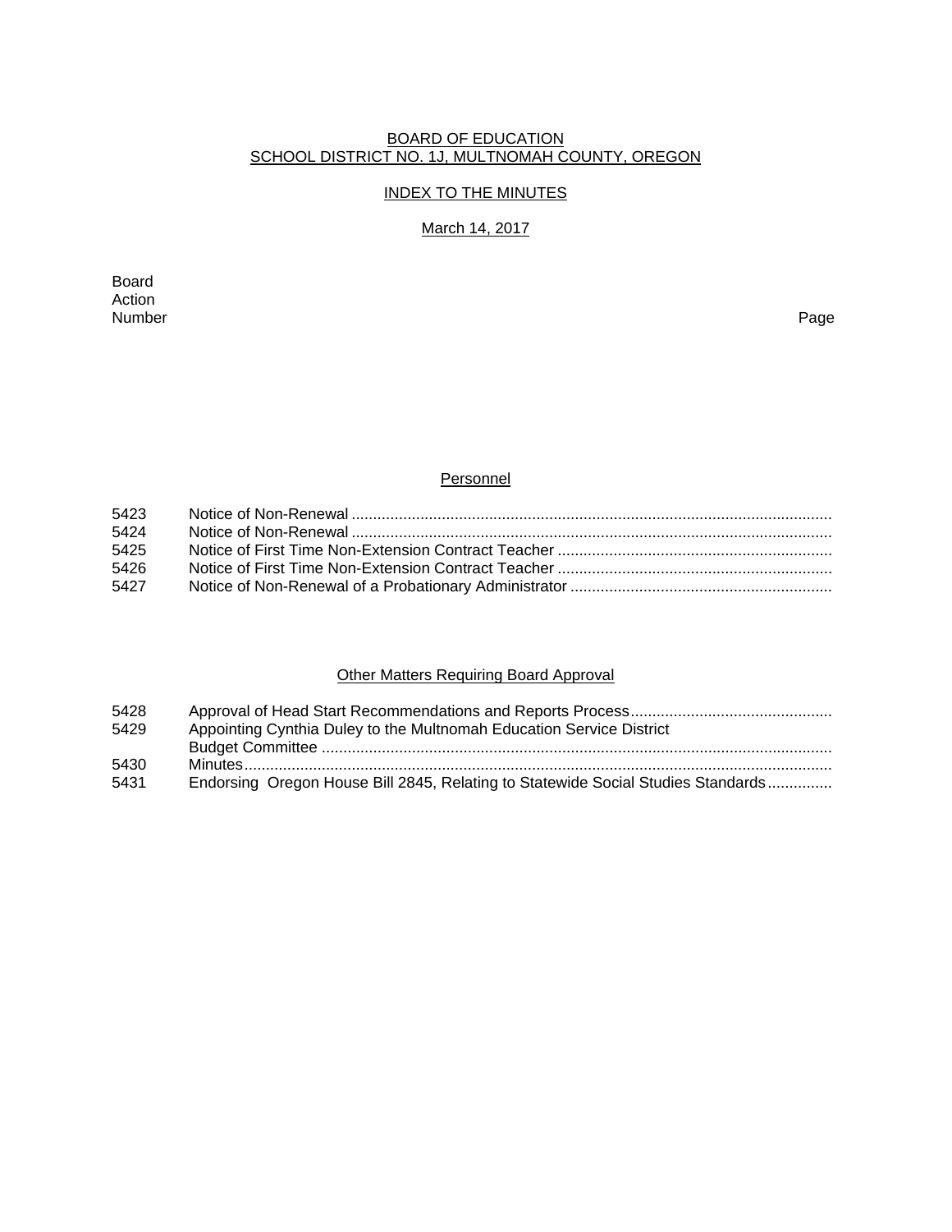BOARD OF EDUCATION
SCHOOL DISTRICT NO. 1J, MULTNOMAH COUNTY, OREGON

INDEX TO THE MINUTES

March 14, 2017

| Board Action Number | | Page |
|---|---|---|

## Personnel

| | | |
|---|---|---|
| 5423 | Notice of Non-Renewal | |
| 5424 | Notice of Non-Renewal | |
| 5425 | Notice of First Time Non-Extension Contract Teacher | |
| 5426 | Notice of First Time Non-Extension Contract Teacher | |
| 5427 | Notice of Non-Renewal of a Probationary Administrator | |

## Other Matters Requiring Board Approval

| | | |
|---|---|---|
| 5428 | Approval of Head Start Recommendations and Reports Process | |
| 5429 | Appointing Cynthia Duley to the Multnomah Education Service District Budget Committee | |
| 5430 | Minutes | |
| 5431 | Endorsing Oregon House Bill 2845, Relating to Statewide Social Studies Standards | |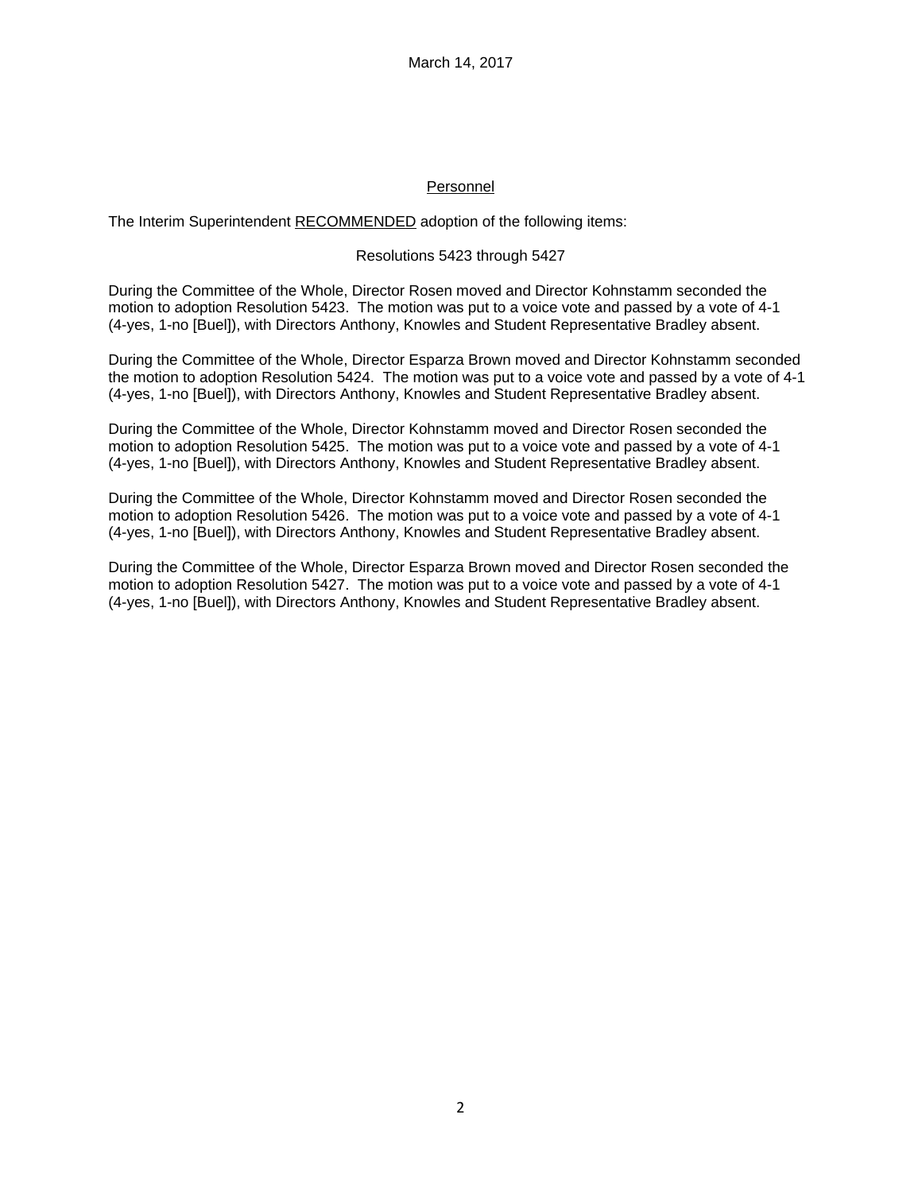## Personnel

The Interim Superintendent RECOMMENDED adoption of the following items:

Resolutions 5423 through 5427

During the Committee of the Whole, Director Rosen moved and Director Kohnstamm seconded the motion to adoption Resolution 5423. The motion was put to a voice vote and passed by a vote of 4-1 (4-yes, 1-no [Buel]), with Directors Anthony, Knowles and Student Representative Bradley absent.

During the Committee of the Whole, Director Esparza Brown moved and Director Kohnstamm seconded the motion to adoption Resolution 5424. The motion was put to a voice vote and passed by a vote of 4-1 (4-yes, 1-no [Buel]), with Directors Anthony, Knowles and Student Representative Bradley absent.

During the Committee of the Whole, Director Kohnstamm moved and Director Rosen seconded the motion to adoption Resolution 5425. The motion was put to a voice vote and passed by a vote of 4-1 (4-yes, 1-no [Buel]), with Directors Anthony, Knowles and Student Representative Bradley absent.

During the Committee of the Whole, Director Kohnstamm moved and Director Rosen seconded the motion to adoption Resolution 5426. The motion was put to a voice vote and passed by a vote of 4-1 (4-yes, 1-no [Buel]), with Directors Anthony, Knowles and Student Representative Bradley absent.

During the Committee of the Whole, Director Esparza Brown moved and Director Rosen seconded the motion to adoption Resolution 5427. The motion was put to a voice vote and passed by a vote of 4-1 (4-yes, 1-no [Buel]), with Directors Anthony, Knowles and Student Representative Bradley absent.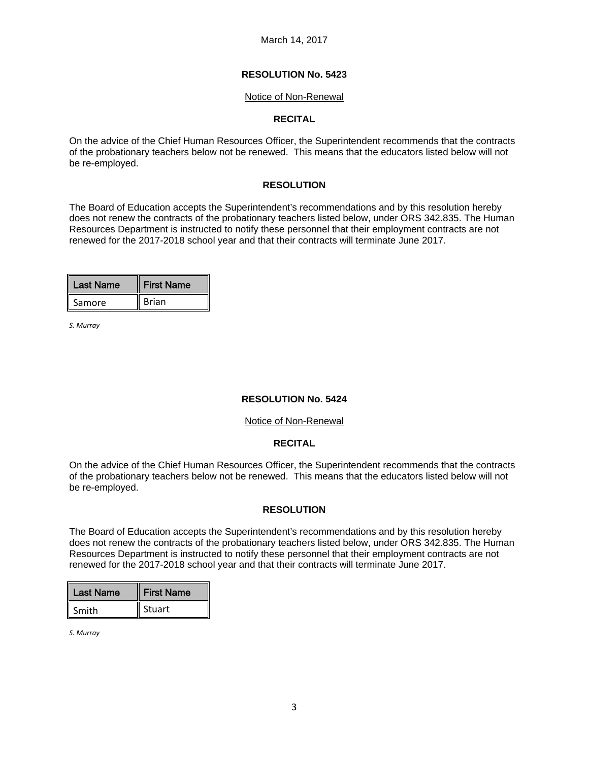March 14, 2017

### RESOLUTION No. 5423

Notice of Non-Renewal

**RECITAL**

On the advice of the Chief Human Resources Officer, the Superintendent recommends that the contracts of the probationary teachers below not be renewed. This means that the educators listed below will not be re-employed.

**RESOLUTION**

The Board of Education accepts the Superintendent's recommendations and by this resolution hereby does not renew the contracts of the probationary teachers listed below, under ORS 342.835. The Human Resources Department is instructed to notify these personnel that their employment contracts are not renewed for the 2017-2018 school year and that their contracts will terminate June 2017.

| Last Name | First Name |
|---|---|
| Samore | Brian |

*S. Murray*

### RESOLUTION No. 5424

Notice of Non-Renewal

**RECITAL**

On the advice of the Chief Human Resources Officer, the Superintendent recommends that the contracts of the probationary teachers below not be renewed. This means that the educators listed below will not be re-employed.

**RESOLUTION**

The Board of Education accepts the Superintendent's recommendations and by this resolution hereby does not renew the contracts of the probationary teachers listed below, under ORS 342.835. The Human Resources Department is instructed to notify these personnel that their employment contracts are not renewed for the 2017-2018 school year and that their contracts will terminate June 2017.

| Last Name | First Name |
|---|---|
| Smith | Stuart |

*S. Murray*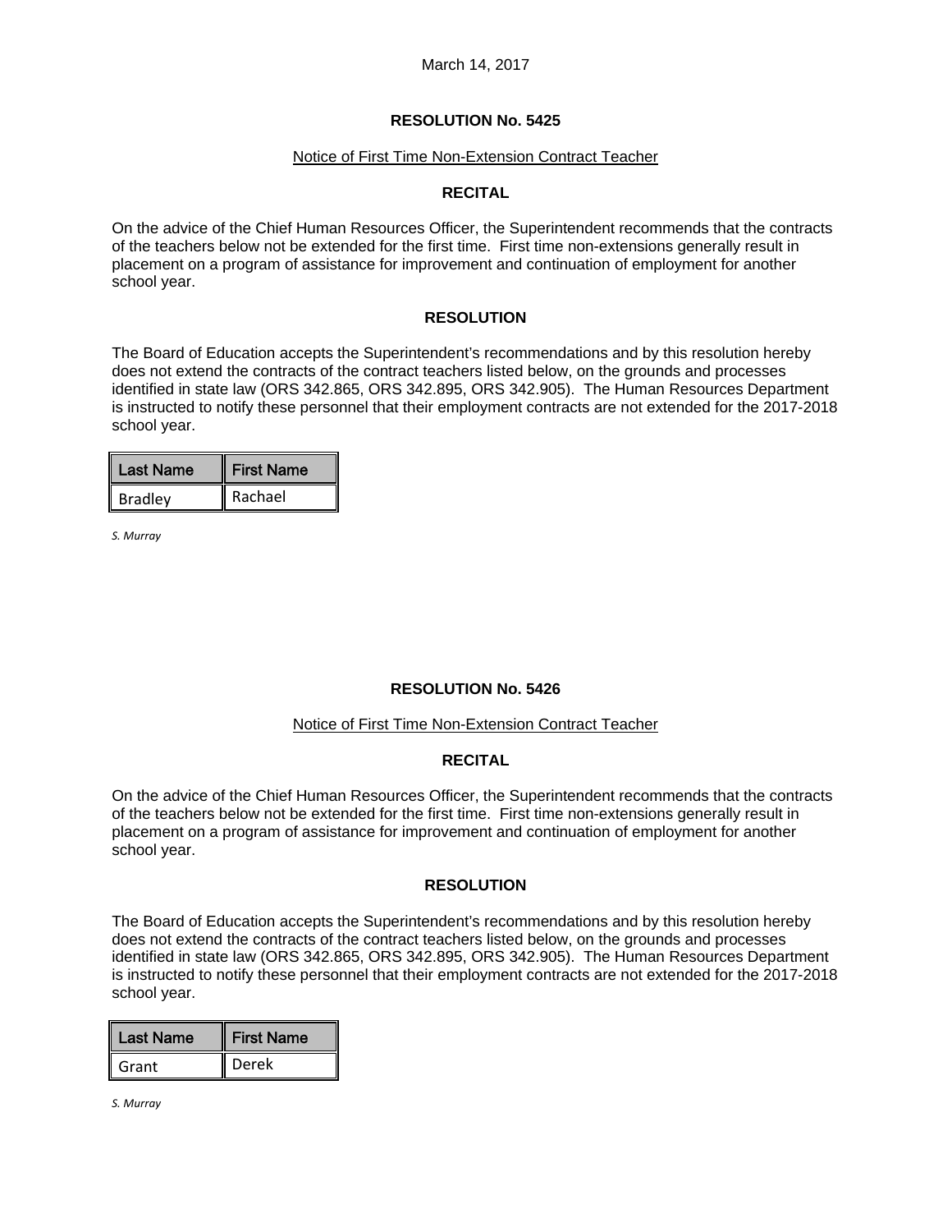March 14, 2017

**RESOLUTION No. 5425**

Notice of First Time Non-Extension Contract Teacher

**RECITAL**

On the advice of the Chief Human Resources Officer, the Superintendent recommends that the contracts of the teachers below not be extended for the first time. First time non-extensions generally result in placement on a program of assistance for improvement and continuation of employment for another school year.

**RESOLUTION**

The Board of Education accepts the Superintendent's recommendations and by this resolution hereby does not extend the contracts of the contract teachers listed below, on the grounds and processes identified in state law (ORS 342.865, ORS 342.895, ORS 342.905). The Human Resources Department is instructed to notify these personnel that their employment contracts are not extended for the 2017-2018 school year.

| Last Name | First Name |
|---|---|
| Bradley | Rachael |

*S. Murray*

**RESOLUTION No. 5426**

Notice of First Time Non-Extension Contract Teacher

**RECITAL**

On the advice of the Chief Human Resources Officer, the Superintendent recommends that the contracts of the teachers below not be extended for the first time. First time non-extensions generally result in placement on a program of assistance for improvement and continuation of employment for another school year.

**RESOLUTION**

The Board of Education accepts the Superintendent's recommendations and by this resolution hereby does not extend the contracts of the contract teachers listed below, on the grounds and processes identified in state law (ORS 342.865, ORS 342.895, ORS 342.905). The Human Resources Department is instructed to notify these personnel that their employment contracts are not extended for the 2017-2018 school year.

| Last Name | First Name |
|---|---|
| Grant | Derek |

*S. Murray*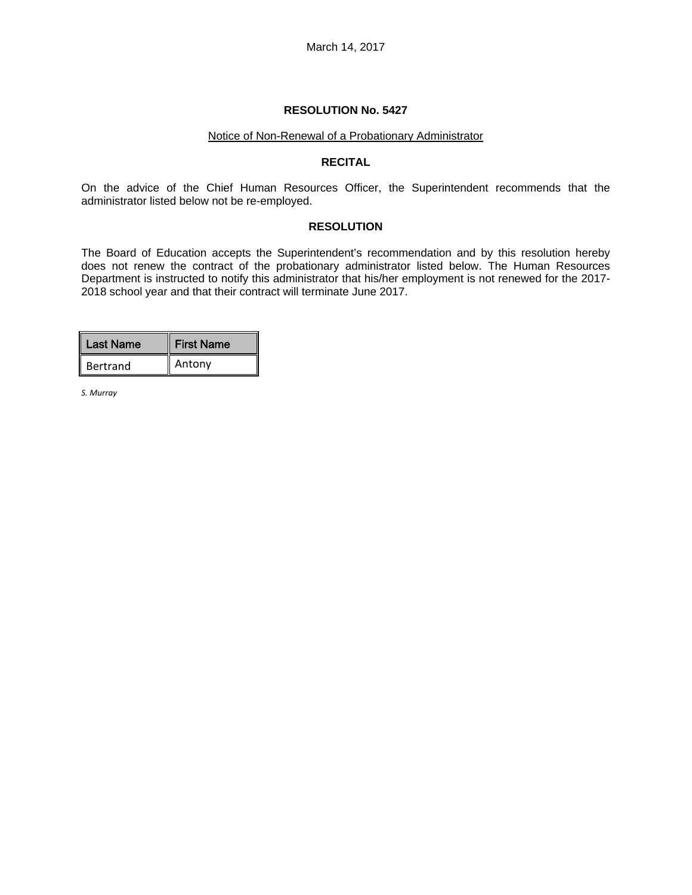March 14, 2017

**RESOLUTION No. 5427**

Notice of Non-Renewal of a Probationary Administrator

**RECITAL**

On the advice of the Chief Human Resources Officer, the Superintendent recommends that the administrator listed below not be re-employed.

**RESOLUTION**

The Board of Education accepts the Superintendent's recommendation and by this resolution hereby does not renew the contract of the probationary administrator listed below. The Human Resources Department is instructed to notify this administrator that his/her employment is not renewed for the 2017-2018 school year and that their contract will terminate June 2017.

| Last Name | First Name |
| --- | --- |
| Bertrand | Antony |

*S. Murray*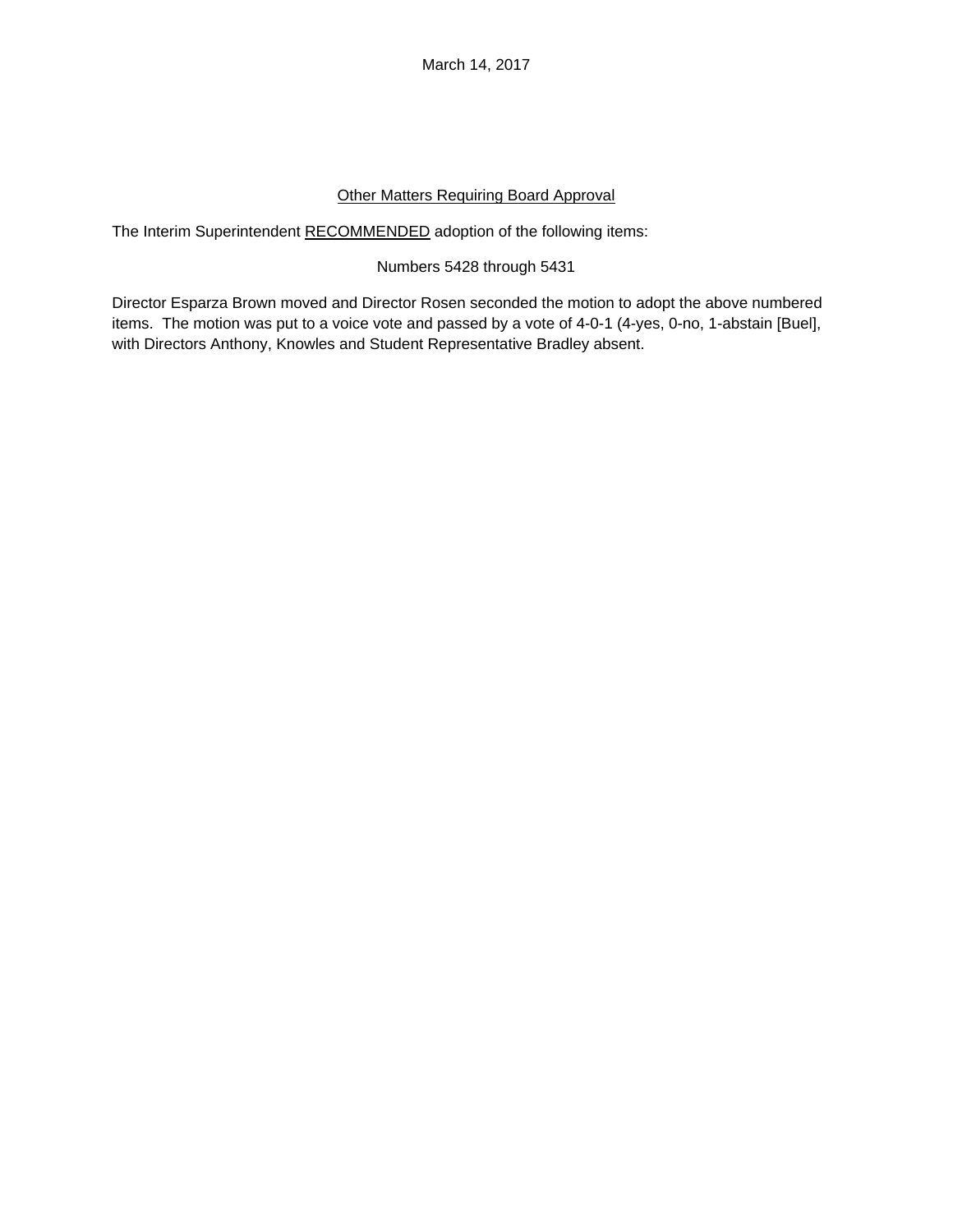March 14, 2017

<u>Other Matters Requiring Board Approval</u>

The Interim Superintendent <u>RECOMMENDED</u> adoption of the following items:

Numbers 5428 through 5431

Director Esparza Brown moved and Director Rosen seconded the motion to adopt the above numbered items. The motion was put to a voice vote and passed by a vote of 4-0-1 (4-yes, 0-no, 1-abstain [Buel], with Directors Anthony, Knowles and Student Representative Bradley absent.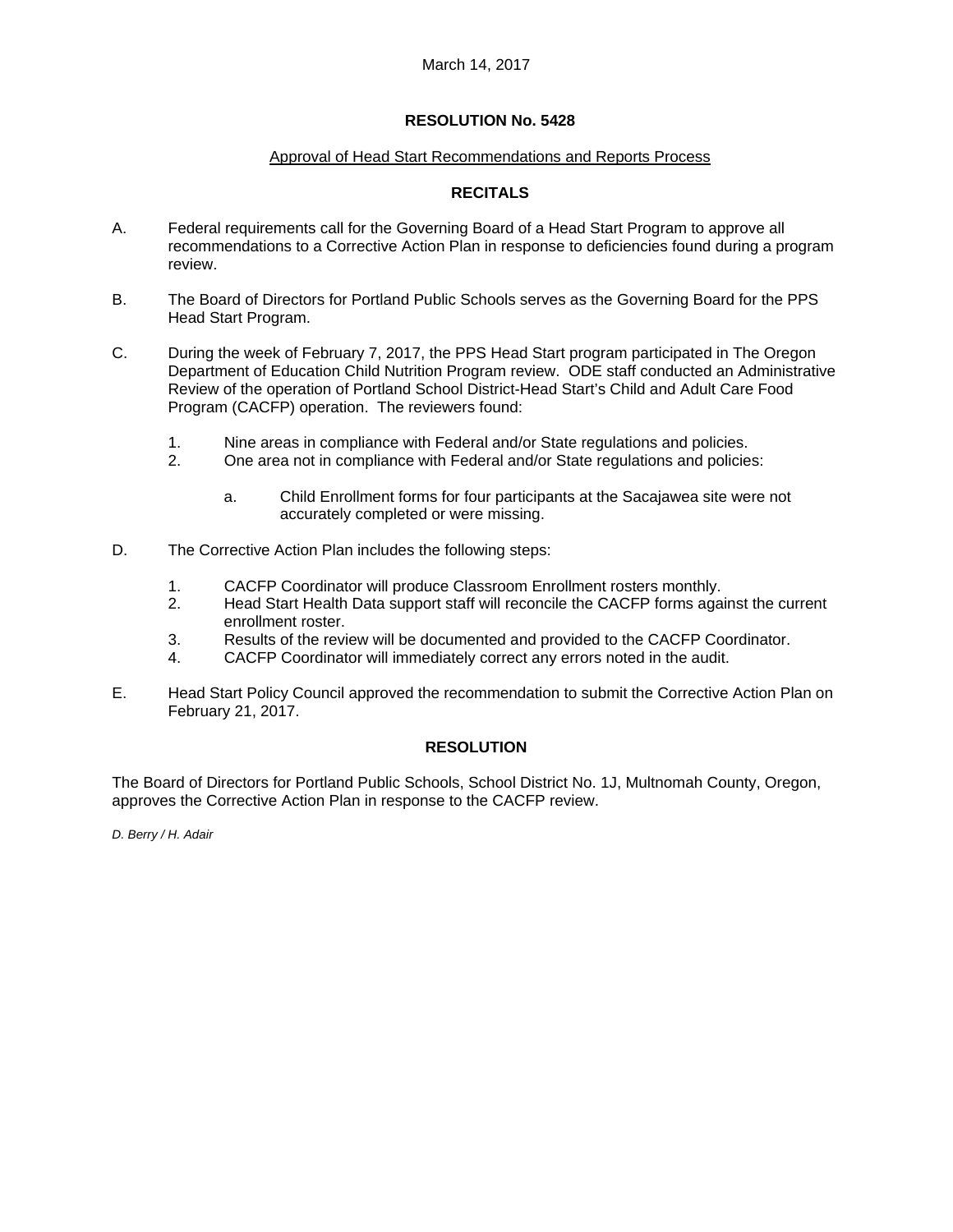March 14, 2017

## RESOLUTION No. 5428

Approval of Head Start Recommendations and Reports Process

### RECITALS

A. Federal requirements call for the Governing Board of a Head Start Program to approve all recommendations to a Corrective Action Plan in response to deficiencies found during a program review.

B. The Board of Directors for Portland Public Schools serves as the Governing Board for the PPS Head Start Program.

C. During the week of February 7, 2017, the PPS Head Start program participated in The Oregon Department of Education Child Nutrition Program review. ODE staff conducted an Administrative Review of the operation of Portland School District-Head Start's Child and Adult Care Food Program (CACFP) operation. The reviewers found:

   1. Nine areas in compliance with Federal and/or State regulations and policies.
   2. One area not in compliance with Federal and/or State regulations and policies:

      a. Child Enrollment forms for four participants at the Sacajawea site were not accurately completed or were missing.

D. The Corrective Action Plan includes the following steps:

   1. CACFP Coordinator will produce Classroom Enrollment rosters monthly.
   2. Head Start Health Data support staff will reconcile the CACFP forms against the current enrollment roster.
   3. Results of the review will be documented and provided to the CACFP Coordinator.
   4. CACFP Coordinator will immediately correct any errors noted in the audit.

E. Head Start Policy Council approved the recommendation to submit the Corrective Action Plan on February 21, 2017.

### RESOLUTION

The Board of Directors for Portland Public Schools, School District No. 1J, Multnomah County, Oregon, approves the Corrective Action Plan in response to the CACFP review.

*D. Berry / H. Adair*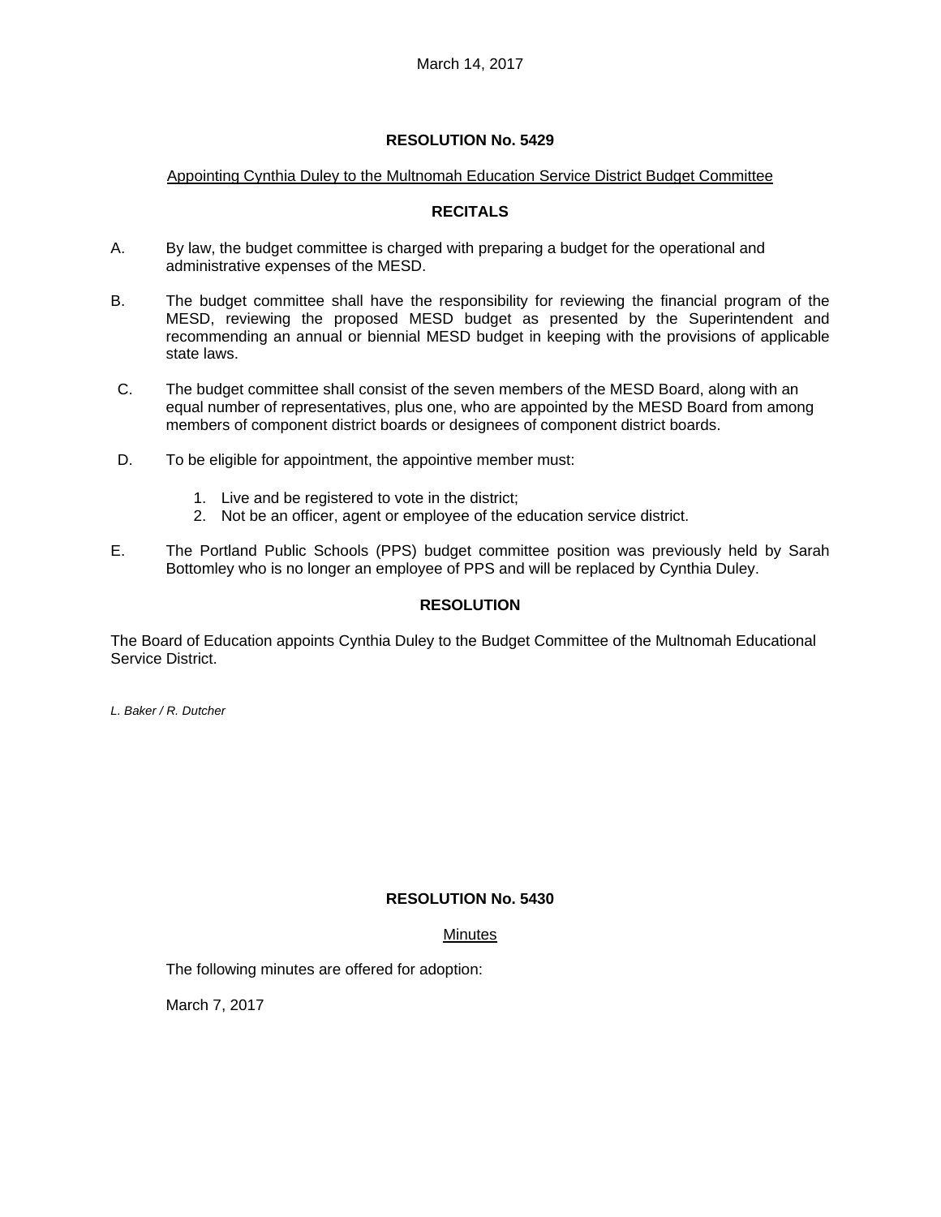March 14, 2017

**RESOLUTION No. 5429**

Appointing Cynthia Duley to the Multnomah Education Service District Budget Committee

**RECITALS**

A. By law, the budget committee is charged with preparing a budget for the operational and administrative expenses of the MESD.

B. The budget committee shall have the responsibility for reviewing the financial program of the MESD, reviewing the proposed MESD budget as presented by the Superintendent and recommending an annual or biennial MESD budget in keeping with the provisions of applicable state laws.

C. The budget committee shall consist of the seven members of the MESD Board, along with an equal number of representatives, plus one, who are appointed by the MESD Board from among members of component district boards or designees of component district boards.

D. To be eligible for appointment, the appointive member must:

1. Live and be registered to vote in the district;
2. Not be an officer, agent or employee of the education service district.

E. The Portland Public Schools (PPS) budget committee position was previously held by Sarah Bottomley who is no longer an employee of PPS and will be replaced by Cynthia Duley.

**RESOLUTION**

The Board of Education appoints Cynthia Duley to the Budget Committee of the Multnomah Educational Service District.

*L. Baker / R. Dutcher*

**RESOLUTION No. 5430**

Minutes

The following minutes are offered for adoption:

March 7, 2017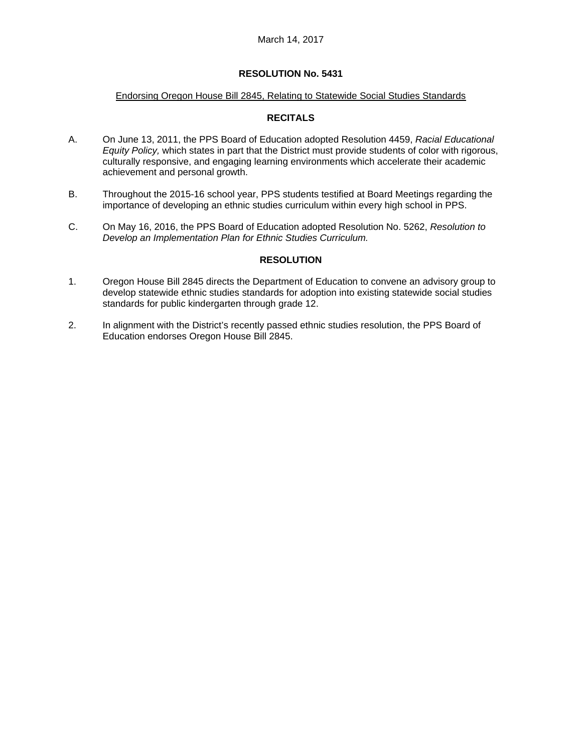March 14, 2017

**RESOLUTION No. 5431**

Endorsing Oregon House Bill 2845, Relating to Statewide Social Studies Standards

**RECITALS**

A. On June 13, 2011, the PPS Board of Education adopted Resolution 4459, *Racial Educational Equity Policy,* which states in part that the District must provide students of color with rigorous, culturally responsive, and engaging learning environments which accelerate their academic achievement and personal growth.

B. Throughout the 2015-16 school year, PPS students testified at Board Meetings regarding the importance of developing an ethnic studies curriculum within every high school in PPS.

C. On May 16, 2016, the PPS Board of Education adopted Resolution No. 5262, *Resolution to Develop an Implementation Plan for Ethnic Studies Curriculum.*

**RESOLUTION**

1. Oregon House Bill 2845 directs the Department of Education to convene an advisory group to develop statewide ethnic studies standards for adoption into existing statewide social studies standards for public kindergarten through grade 12.

2. In alignment with the District's recently passed ethnic studies resolution, the PPS Board of Education endorses Oregon House Bill 2845.